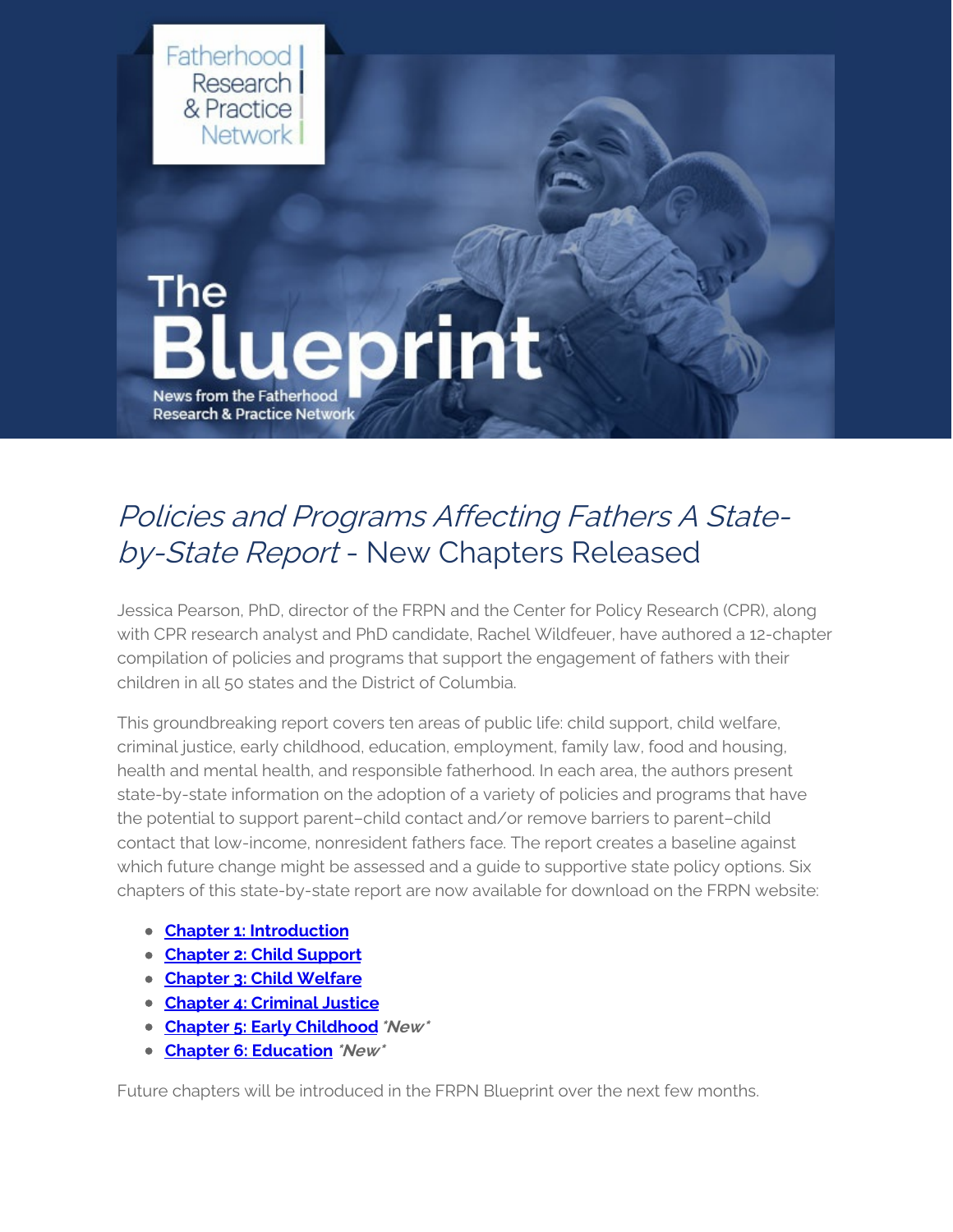Fatherhood | Research | & Practice | Network |

# The Blueprint

News from the Fatherhood Research & Practice Network

## *Policies and Programs Affecting Fathers A State-by-State Report* - New Chapters Released

Jessica Pearson, PhD, director of the FRPN and the Center for Policy Research (CPR), along with CPR research analyst and PhD candidate, Rachel Wildfeuer, have authored a 12-chapter compilation of policies and programs that support the engagement of fathers with their children in all 50 states and the District of Columbia.

This groundbreaking report covers ten areas of public life: child support, child welfare, criminal justice, early childhood, education, employment, family law, food and housing, health and mental health, and responsible fatherhood. In each area, the authors present state-by-state information on the adoption of a variety of policies and programs that have the potential to support parent–child contact and/or remove barriers to parent–child contact that low-income, nonresident fathers face. The report creates a baseline against which future change might be assessed and a guide to supportive state policy options. Six chapters of this state-by-state report are now available for download on the FRPN website:

- **Chapter 1: Introduction**
- **Chapter 2: Child Support**
- **Chapter 3: Child Welfare**
- **Chapter 4: Criminal Justice**
- **Chapter 5: Early Childhood** ***New***
- **Chapter 6: Education** ***New***

Future chapters will be introduced in the FRPN Blueprint over the next few months.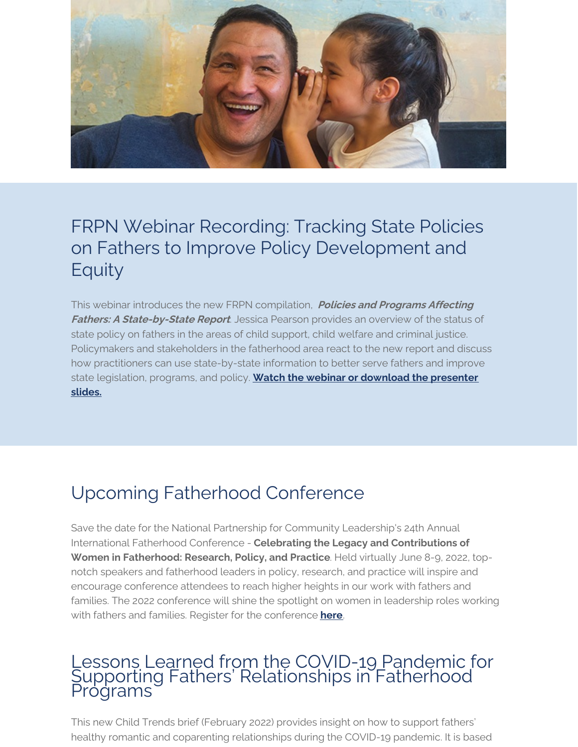## FRPN Webinar Recording: Tracking State Policies on Fathers to Improve Policy Development and Equity

This webinar introduces the new FRPN compilation, ***Policies and Programs Affecting Fathers: A State-by-State Report***. Jessica Pearson provides an overview of the status of state policy on fathers in the areas of child support, child welfare and criminal justice. Policymakers and stakeholders in the fatherhood area react to the new report and discuss how practitioners can use state-by-state information to better serve fathers and improve state legislation, programs, and policy. **Watch the webinar or download the presenter slides.**

## Upcoming Fatherhood Conference

Save the date for the National Partnership for Community Leadership's 24th Annual International Fatherhood Conference - **Celebrating the Legacy and Contributions of Women in Fatherhood: Research, Policy, and Practice**. Held virtually June 8-9, 2022, top-notch speakers and fatherhood leaders in policy, research, and practice will inspire and encourage conference attendees to reach higher heights in our work with fathers and families. The 2022 conference will shine the spotlight on women in leadership roles working with fathers and families. Register for the conference **here**.

## Lessons Learned from the COVID-19 Pandemic for Supporting Fathers' Relationships in Fatherhood Programs

This new Child Trends brief (February 2022) provides insight on how to support fathers' healthy romantic and coparenting relationships during the COVID-19 pandemic. It is based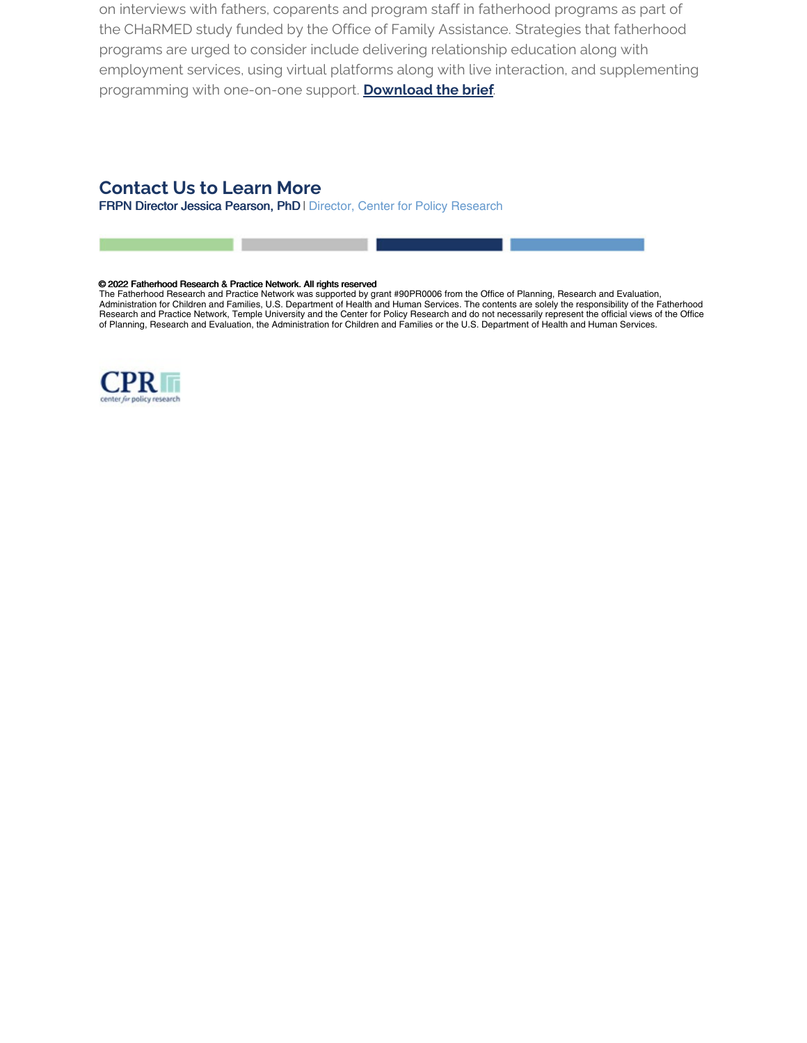on interviews with fathers, coparents and program staff in fatherhood programs as part of the CHaRMED study funded by the Office of Family Assistance. Strategies that fatherhood programs are urged to consider include delivering relationship education along with employment services, using virtual platforms along with live interaction, and supplementing programming with one-on-one support. **Download the brief**.

## Contact Us to Learn More

**FRPN Director Jessica Pearson, PhD** | Director, Center for Policy Research

**© 2022 Fatherhood Research & Practice Network. All rights reserved**

The Fatherhood Research and Practice Network was supported by grant #90PR0006 from the Office of Planning, Research and Evaluation, Administration for Children and Families, U.S. Department of Health and Human Services. The contents are solely the responsibility of the Fatherhood Research and Practice Network, Temple University and the Center for Policy Research and do not necessarily represent the official views of the Office of Planning, Research and Evaluation, the Administration for Children and Families or the U.S. Department of Health and Human Services.

CPR
center for policy research